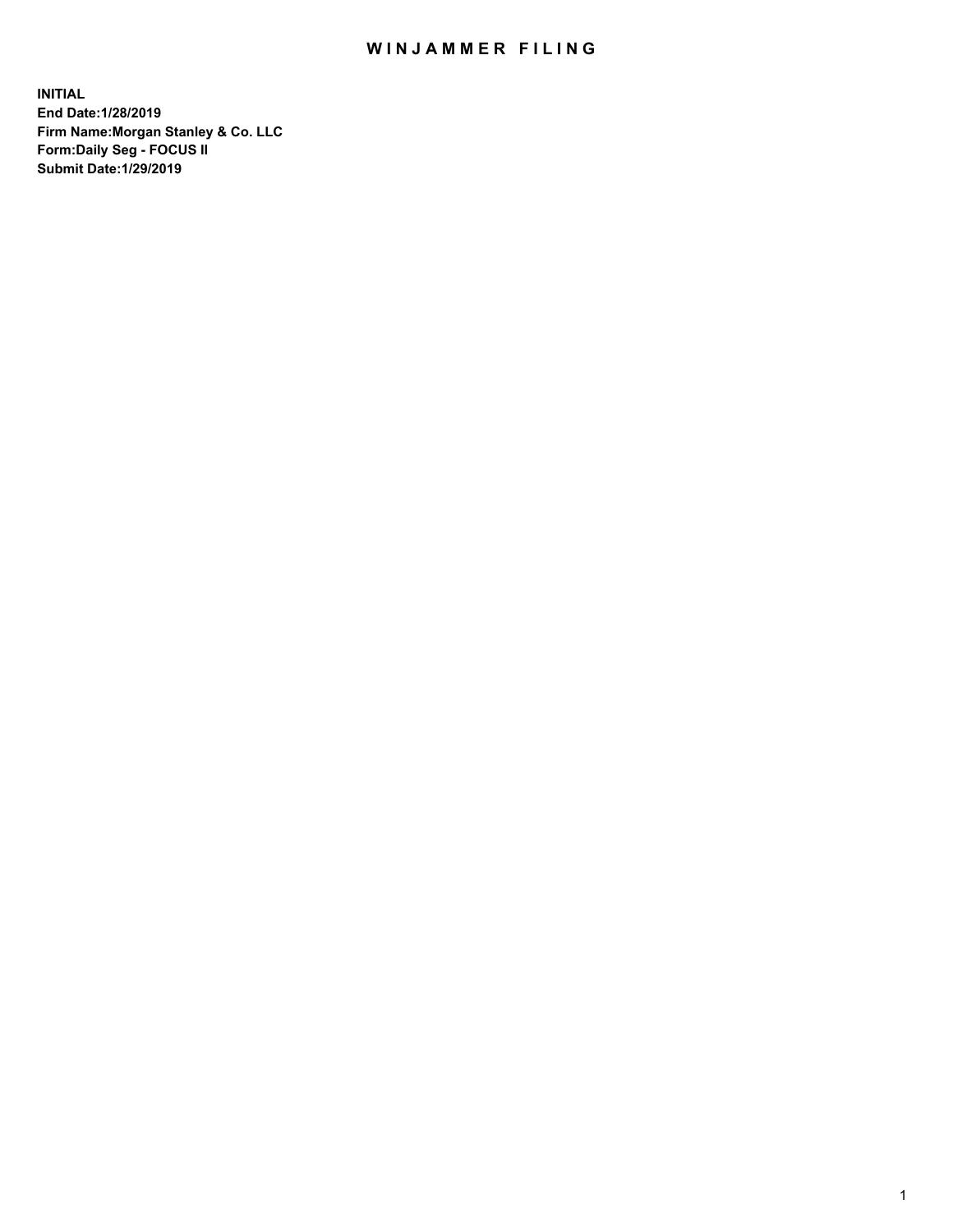# WINJAMMER FILING

**INITIAL**
**End Date:1/28/2019**
**Firm Name:Morgan Stanley & Co. LLC**
**Form:Daily Seg - FOCUS II**
**Submit Date:1/29/2019**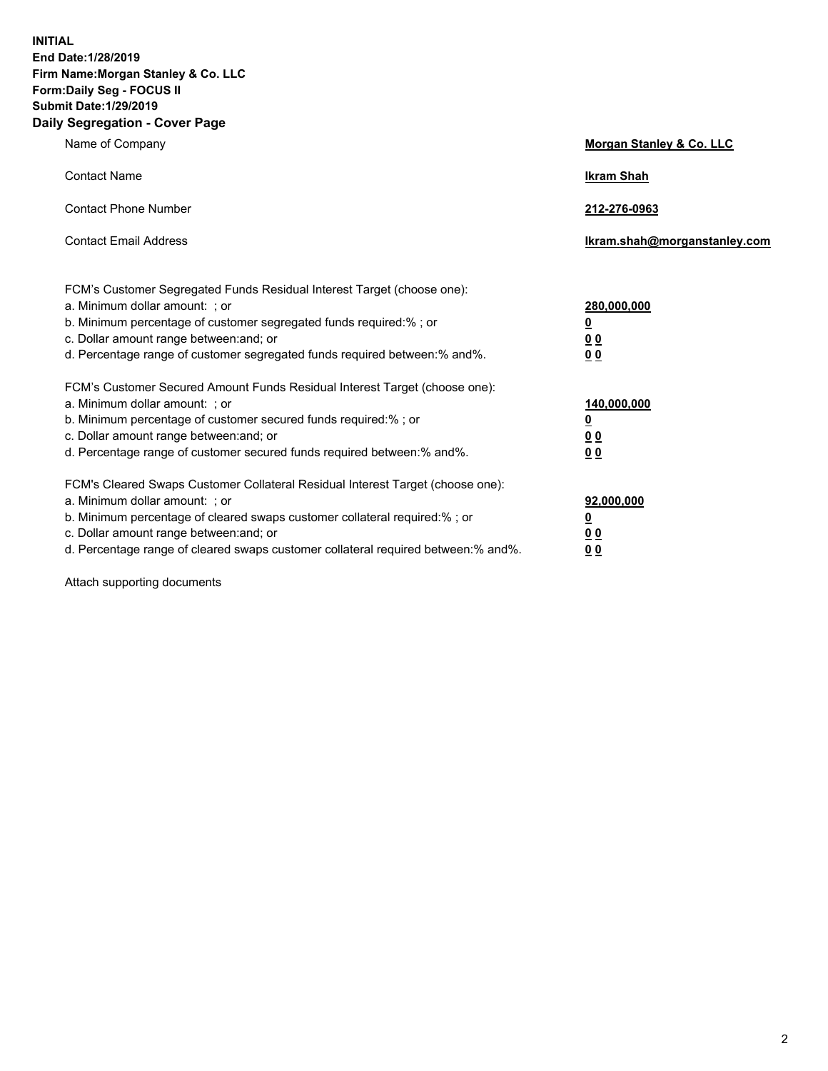**INITIAL**
**End Date:1/28/2019**
**Firm Name:Morgan Stanley & Co. LLC**
**Form:Daily Seg - FOCUS II**
**Submit Date:1/29/2019**
**Daily Segregation - Cover Page**

| | |
|---|---|
| Name of Company | **Morgan Stanley & Co. LLC** |
| Contact Name | **Ikram Shah** |
| Contact Phone Number | **212-276-0963** |
| Contact Email Address | **Ikram.shah@morganstanley.com** |

FCM's Customer Segregated Funds Residual Interest Target (choose one):

| | |
|---|---|
| a. Minimum dollar amount: ; or | **280,000,000** |
| b. Minimum percentage of customer segregated funds required:% ; or | **0** |
| c. Dollar amount range between:and; or | **0 0** |
| d. Percentage range of customer segregated funds required between:% and%. | **0 0** |

FCM's Customer Secured Amount Funds Residual Interest Target (choose one):

| | |
|---|---|
| a. Minimum dollar amount: ; or | **140,000,000** |
| b. Minimum percentage of customer secured funds required:% ; or | **0** |
| c. Dollar amount range between:and; or | **0 0** |
| d. Percentage range of customer secured funds required between:% and%. | **0 0** |

FCM's Cleared Swaps Customer Collateral Residual Interest Target (choose one):

| | |
|---|---|
| a. Minimum dollar amount: ; or | **92,000,000** |
| b. Minimum percentage of cleared swaps customer collateral required:% ; or | **0** |
| c. Dollar amount range between:and; or | **0 0** |
| d. Percentage range of cleared swaps customer collateral required between:% and%. | **0 0** |

Attach supporting documents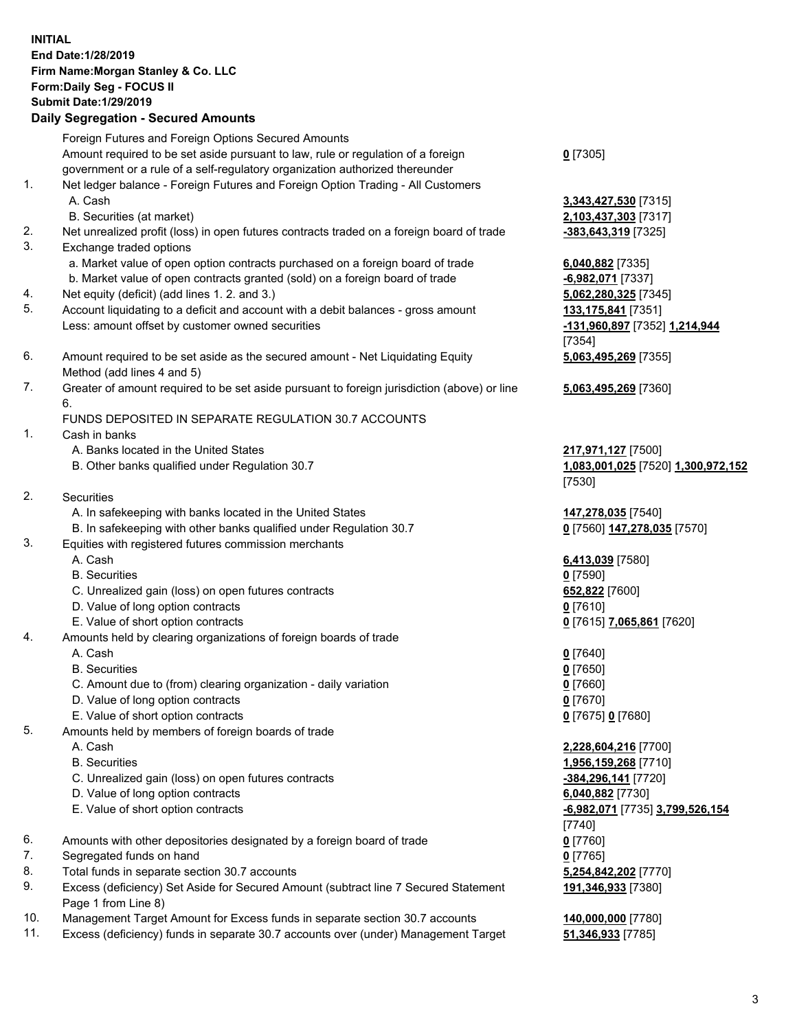**INITIAL**
**End Date:1/28/2019**
**Firm Name:Morgan Stanley & Co. LLC**
**Form:Daily Seg - FOCUS II**
**Submit Date:1/29/2019**

## Daily Segregation - Secured Amounts

| | | |
|---|---|---|
| | Foreign Futures and Foreign Options Secured Amounts | |
| | Amount required to be set aside pursuant to law, rule or regulation of a foreign government or a rule of a self-regulatory organization authorized thereunder | **0** [7305] |
| 1. | Net ledger balance - Foreign Futures and Foreign Option Trading - All Customers | |
| | A. Cash | **3,343,427,530** [7315] |
| | B. Securities (at market) | **2,103,437,303** [7317] |
| 2. | Net unrealized profit (loss) in open futures contracts traded on a foreign board of trade | **-383,643,319** [7325] |
| 3. | Exchange traded options | |
| | a. Market value of open option contracts purchased on a foreign board of trade | **6,040,882** [7335] |
| | b. Market value of open contracts granted (sold) on a foreign board of trade | **-6,982,071** [7337] |
| 4. | Net equity (deficit) (add lines 1. 2. and 3.) | **5,062,280,325** [7345] |
| 5. | Account liquidating to a deficit and account with a debit balances - gross amount | **133,175,841** [7351] |
| | Less: amount offset by customer owned securities | **-131,960,897** [7352] **1,214,944** [7354] |
| 6. | Amount required to be set aside as the secured amount - Net Liquidating Equity Method (add lines 4 and 5) | **5,063,495,269** [7355] |
| 7. | Greater of amount required to be set aside pursuant to foreign jurisdiction (above) or line 6. | **5,063,495,269** [7360] |
| | FUNDS DEPOSITED IN SEPARATE REGULATION 30.7 ACCOUNTS | |
| 1. | Cash in banks | |
| | A. Banks located in the United States | **217,971,127** [7500] |
| | B. Other banks qualified under Regulation 30.7 | **1,083,001,025** [7520] **1,300,972,152** [7530] |
| 2. | Securities | |
| | A. In safekeeping with banks located in the United States | **147,278,035** [7540] |
| | B. In safekeeping with other banks qualified under Regulation 30.7 | **0** [7560] **147,278,035** [7570] |
| 3. | Equities with registered futures commission merchants | |
| | A. Cash | **6,413,039** [7580] |
| | B. Securities | **0** [7590] |
| | C. Unrealized gain (loss) on open futures contracts | **652,822** [7600] |
| | D. Value of long option contracts | **0** [7610] |
| | E. Value of short option contracts | **0** [7615] **7,065,861** [7620] |
| 4. | Amounts held by clearing organizations of foreign boards of trade | |
| | A. Cash | **0** [7640] |
| | B. Securities | **0** [7650] |
| | C. Amount due to (from) clearing organization - daily variation | **0** [7660] |
| | D. Value of long option contracts | **0** [7670] |
| | E. Value of short option contracts | **0** [7675] **0** [7680] |
| 5. | Amounts held by members of foreign boards of trade | |
| | A. Cash | **2,228,604,216** [7700] |
| | B. Securities | **1,956,159,268** [7710] |
| | C. Unrealized gain (loss) on open futures contracts | **-384,296,141** [7720] |
| | D. Value of long option contracts | **6,040,882** [7730] |
| | E. Value of short option contracts | **-6,982,071** [7735] **3,799,526,154** [7740] |
| 6. | Amounts with other depositories designated by a foreign board of trade | **0** [7760] |
| 7. | Segregated funds on hand | **0** [7765] |
| 8. | Total funds in separate section 30.7 accounts | **5,254,842,202** [7770] |
| 9. | Excess (deficiency) Set Aside for Secured Amount (subtract line 7 Secured Statement Page 1 from Line 8) | **191,346,933** [7380] |
| 10. | Management Target Amount for Excess funds in separate section 30.7 accounts | **140,000,000** [7780] |
| 11. | Excess (deficiency) funds in separate 30.7 accounts over (under) Management Target | **51,346,933** [7785] |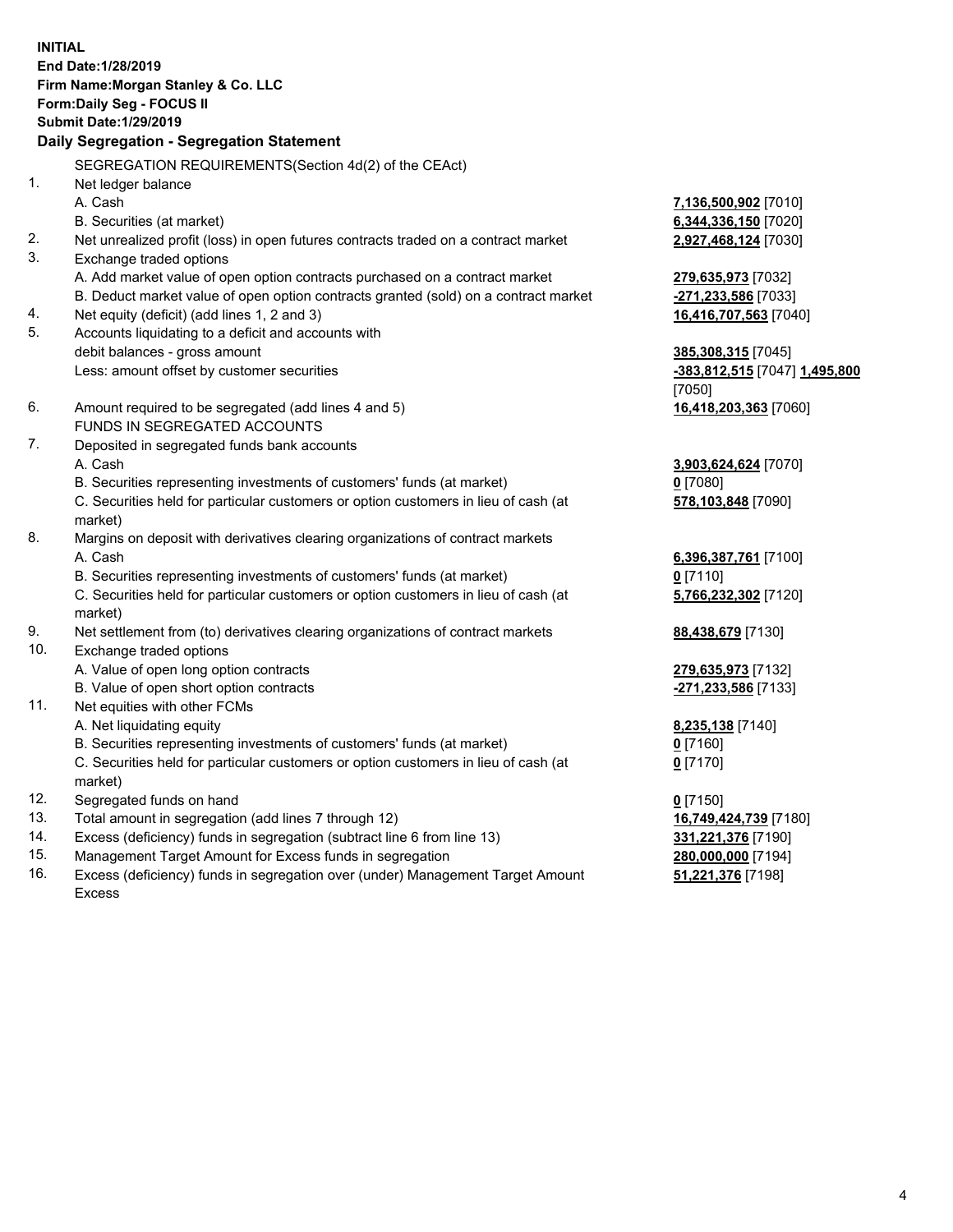**INITIAL**
**End Date:1/28/2019**
**Firm Name:Morgan Stanley & Co. LLC**
**Form:Daily Seg - FOCUS II**
**Submit Date:1/29/2019**

## Daily Segregation - Segregation Statement

SEGREGATION REQUIREMENTS(Section 4d(2) of the CEAct)

| | | |
|---|---|---|
| 1. | Net ledger balance | |
| | A. Cash | **7,136,500,902** [7010] |
| | B. Securities (at market) | **6,344,336,150** [7020] |
| 2. | Net unrealized profit (loss) in open futures contracts traded on a contract market | **2,927,468,124** [7030] |
| 3. | Exchange traded options | |
| | A. Add market value of open option contracts purchased on a contract market | **279,635,973** [7032] |
| | B. Deduct market value of open option contracts granted (sold) on a contract market | **-271,233,586** [7033] |
| 4. | Net equity (deficit) (add lines 1, 2 and 3) | **16,416,707,563** [7040] |
| 5. | Accounts liquidating to a deficit and accounts with debit balances - gross amount | **385,308,315** [7045] |
| | Less: amount offset by customer securities | **-383,812,515** [7047] **1,495,800** [7050] |
| 6. | Amount required to be segregated (add lines 4 and 5) | **16,418,203,363** [7060] |
| | FUNDS IN SEGREGATED ACCOUNTS | |
| 7. | Deposited in segregated funds bank accounts | |
| | A. Cash | **3,903,624,624** [7070] |
| | B. Securities representing investments of customers' funds (at market) | **0** [7080] |
| | C. Securities held for particular customers or option customers in lieu of cash (at market) | **578,103,848** [7090] |
| 8. | Margins on deposit with derivatives clearing organizations of contract markets | |
| | A. Cash | **6,396,387,761** [7100] |
| | B. Securities representing investments of customers' funds (at market) | **0** [7110] |
| | C. Securities held for particular customers or option customers in lieu of cash (at market) | **5,766,232,302** [7120] |
| 9. | Net settlement from (to) derivatives clearing organizations of contract markets | **88,438,679** [7130] |
| 10. | Exchange traded options | |
| | A. Value of open long option contracts | **279,635,973** [7132] |
| | B. Value of open short option contracts | **-271,233,586** [7133] |
| 11. | Net equities with other FCMs | |
| | A. Net liquidating equity | **8,235,138** [7140] |
| | B. Securities representing investments of customers' funds (at market) | **0** [7160] |
| | C. Securities held for particular customers or option customers in lieu of cash (at market) | **0** [7170] |
| 12. | Segregated funds on hand | **0** [7150] |
| 13. | Total amount in segregation (add lines 7 through 12) | **16,749,424,739** [7180] |
| 14. | Excess (deficiency) funds in segregation (subtract line 6 from line 13) | **331,221,376** [7190] |
| 15. | Management Target Amount for Excess funds in segregation | **280,000,000** [7194] |
| 16. | Excess (deficiency) funds in segregation over (under) Management Target Amount Excess | **51,221,376** [7198] |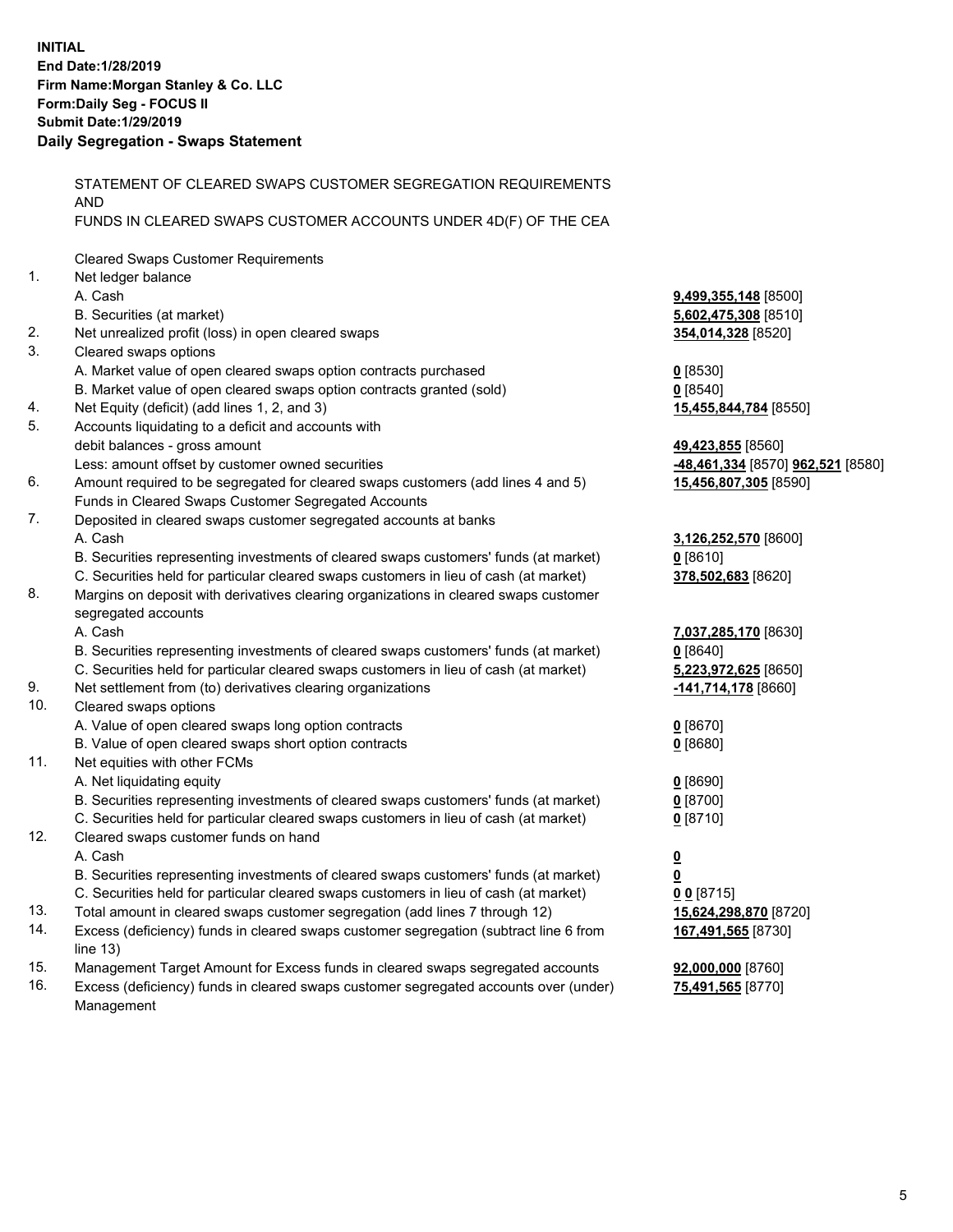**INITIAL**
**End Date:1/28/2019**
**Firm Name:Morgan Stanley & Co. LLC**
**Form:Daily Seg - FOCUS II**
**Submit Date:1/29/2019**
**Daily Segregation - Swaps Statement**

STATEMENT OF CLEARED SWAPS CUSTOMER SEGREGATION REQUIREMENTS AND FUNDS IN CLEARED SWAPS CUSTOMER ACCOUNTS UNDER 4D(F) OF THE CEA

| | | |
|---|---|---|
| | Cleared Swaps Customer Requirements | |
| 1. | Net ledger balance | |
| | A. Cash | **9,499,355,148** [8500] |
| | B. Securities (at market) | **5,602,475,308** [8510] |
| 2. | Net unrealized profit (loss) in open cleared swaps | **354,014,328** [8520] |
| 3. | Cleared swaps options | |
| | A. Market value of open cleared swaps option contracts purchased | **0** [8530] |
| | B. Market value of open cleared swaps option contracts granted (sold) | **0** [8540] |
| 4. | Net Equity (deficit) (add lines 1, 2, and 3) | **15,455,844,784** [8550] |
| 5. | Accounts liquidating to a deficit and accounts with debit balances - gross amount | **49,423,855** [8560] |
| | Less: amount offset by customer owned securities | **-48,461,334** [8570] **962,521** [8580] |
| 6. | Amount required to be segregated for cleared swaps customers (add lines 4 and 5) | **15,456,807,305** [8590] |
| | Funds in Cleared Swaps Customer Segregated Accounts | |
| 7. | Deposited in cleared swaps customer segregated accounts at banks | |
| | A. Cash | **3,126,252,570** [8600] |
| | B. Securities representing investments of cleared swaps customers' funds (at market) | **0** [8610] |
| | C. Securities held for particular cleared swaps customers in lieu of cash (at market) | **378,502,683** [8620] |
| 8. | Margins on deposit with derivatives clearing organizations in cleared swaps customer segregated accounts | |
| | A. Cash | **7,037,285,170** [8630] |
| | B. Securities representing investments of cleared swaps customers' funds (at market) | **0** [8640] |
| | C. Securities held for particular cleared swaps customers in lieu of cash (at market) | **5,223,972,625** [8650] |
| 9. | Net settlement from (to) derivatives clearing organizations | **-141,714,178** [8660] |
| 10. | Cleared swaps options | |
| | A. Value of open cleared swaps long option contracts | **0** [8670] |
| | B. Value of open cleared swaps short option contracts | **0** [8680] |
| 11. | Net equities with other FCMs | |
| | A. Net liquidating equity | **0** [8690] |
| | B. Securities representing investments of cleared swaps customers' funds (at market) | **0** [8700] |
| | C. Securities held for particular cleared swaps customers in lieu of cash (at market) | **0** [8710] |
| 12. | Cleared swaps customer funds on hand | |
| | A. Cash | **0** |
| | B. Securities representing investments of cleared swaps customers' funds (at market) | **0** |
| | C. Securities held for particular cleared swaps customers in lieu of cash (at market) | **0** **0** [8715] |
| 13. | Total amount in cleared swaps customer segregation (add lines 7 through 12) | **15,624,298,870** [8720] |
| 14. | Excess (deficiency) funds in cleared swaps customer segregation (subtract line 6 from line 13) | **167,491,565** [8730] |
| 15. | Management Target Amount for Excess funds in cleared swaps segregated accounts | **92,000,000** [8760] |
| 16. | Excess (deficiency) funds in cleared swaps customer segregated accounts over (under) Management | **75,491,565** [8770] |